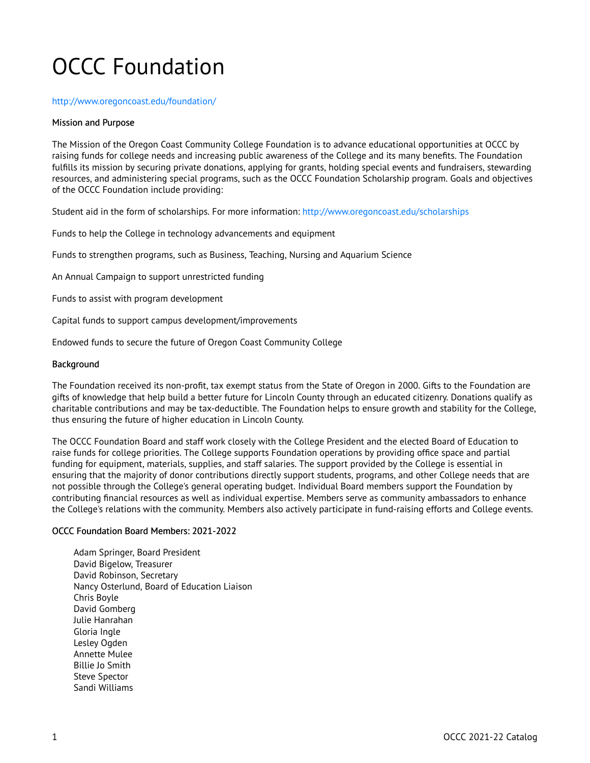# OCCC Foundation

http://www.oregoncoast.edu/foundation/

### Mission and Purpose

The Mission of the Oregon Coast Community College Foundation is to advance educational opportunities at OCCC by raising funds for college needs and increasing public awareness of the College and its many benefits. The Foundation fulfills its mission by securing private donations, applying for grants, holding special events and fundraisers, stewarding resources, and administering special programs, such as the OCCC Foundation Scholarship program. Goals and objectives of the OCCC Foundation include providing:

Student aid in the form of scholarships. For more information: http://www.oregoncoast.edu/scholarships

Funds to help the College in technology advancements and equipment

Funds to strengthen programs, such as Business, Teaching, Nursing and Aquarium Science

An Annual Campaign to support unrestricted funding

Funds to assist with program development

Capital funds to support campus development/improvements

Endowed funds to secure the future of Oregon Coast Community College

### Background

The Foundation received its non-profit, tax exempt status from the State of Oregon in 2000. Gifts to the Foundation are gifts of knowledge that help build a better future for Lincoln County through an educated citizenry. Donations qualify as charitable contributions and may be tax-deductible. The Foundation helps to ensure growth and stability for the College, thus ensuring the future of higher education in Lincoln County.

The OCCC Foundation Board and staff work closely with the College President and the elected Board of Education to raise funds for college priorities. The College supports Foundation operations by providing office space and partial funding for equipment, materials, supplies, and staff salaries. The support provided by the College is essential in ensuring that the majority of donor contributions directly support students, programs, and other College needs that are not possible through the College's general operating budget. Individual Board members support the Foundation by contributing financial resources as well as individual expertise. Members serve as community ambassadors to enhance the College's relations with the community. Members also actively participate in fund-raising efforts and College events.

### OCCC Foundation Board Members: 2021-2022

Adam Springer, Board President
David Bigelow, Treasurer
David Robinson, Secretary
Nancy Osterlund, Board of Education Liaison
Chris Boyle
David Gomberg
Julie Hanrahan
Gloria Ingle
Lesley Ogden
Annette Mulee
Billie Jo Smith
Steve Spector
Sandi Williams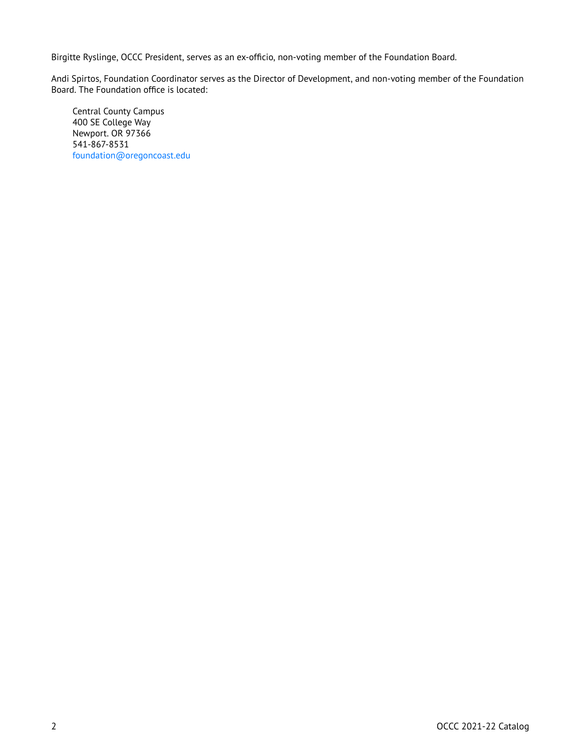Birgitte Ryslinge, OCCC President, serves as an ex-officio, non-voting member of the Foundation Board.

Andi Spirtos, Foundation Coordinator serves as the Director of Development, and non-voting member of the Foundation Board. The Foundation office is located:

> Central County Campus
> 400 SE College Way
> Newport. OR 97366
> 541-867-8531
> foundation@oregoncoast.edu